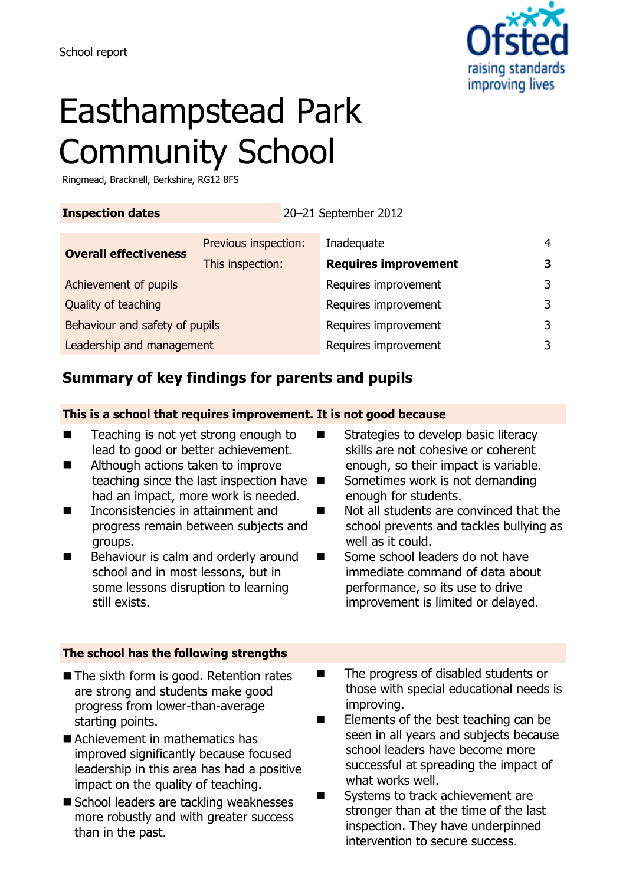School report

# Easthampstead Park Community School

Ringmead, Bracknell, Berkshire, RG12 8FS

| **Inspection dates** | 20–21 September 2012 | |
|---|---|---|

| **Overall effectiveness** | Previous inspection: | Inadequate | 4 |
|---|---|---|---|
| | This inspection: | **Requires improvement** | **3** |
| Achievement of pupils | | Requires improvement | 3 |
| Quality of teaching | | Requires improvement | 3 |
| Behaviour and safety of pupils | | Requires improvement | 3 |
| Leadership and management | | Requires improvement | 3 |

## Summary of key findings for parents and pupils

**This is a school that requires improvement. It is not good because**

- Teaching is not yet strong enough to lead to good or better achievement.
- Although actions taken to improve teaching since the last inspection have had an impact, more work is needed.
- Inconsistencies in attainment and progress remain between subjects and groups.
- Behaviour is calm and orderly around school and in most lessons, but in some lessons disruption to learning still exists.
- Strategies to develop basic literacy skills are not cohesive or coherent enough, so their impact is variable.
- Sometimes work is not demanding enough for students.
- Not all students are convinced that the school prevents and tackles bullying as well as it could.
- Some school leaders do not have immediate command of data about performance, so its use to drive improvement is limited or delayed.

**The school has the following strengths**

- The sixth form is good. Retention rates are strong and students make good progress from lower-than-average starting points.
- Achievement in mathematics has improved significantly because focused leadership in this area has had a positive impact on the quality of teaching.
- School leaders are tackling weaknesses more robustly and with greater success than in the past.
- The progress of disabled students or those with special educational needs is improving.
- Elements of the best teaching can be seen in all years and subjects because school leaders have become more successful at spreading the impact of what works well.
- Systems to track achievement are stronger than at the time of the last inspection. They have underpinned intervention to secure success.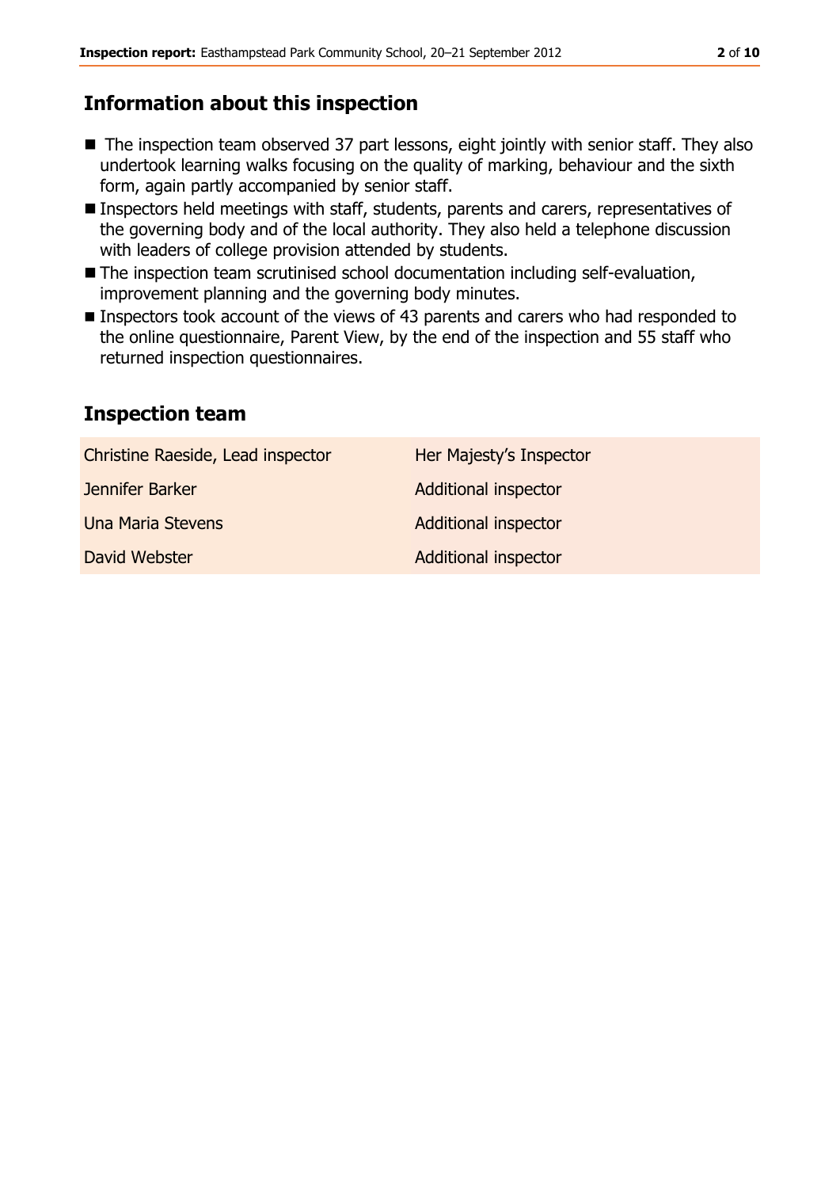## Information about this inspection

- The inspection team observed 37 part lessons, eight jointly with senior staff. They also undertook learning walks focusing on the quality of marking, behaviour and the sixth form, again partly accompanied by senior staff.
- Inspectors held meetings with staff, students, parents and carers, representatives of the governing body and of the local authority. They also held a telephone discussion with leaders of college provision attended by students.
- The inspection team scrutinised school documentation including self-evaluation, improvement planning and the governing body minutes.
- Inspectors took account of the views of 43 parents and carers who had responded to the online questionnaire, Parent View, by the end of the inspection and 55 staff who returned inspection questionnaires.

## Inspection team

| | |
|---|---|
| Christine Raeside, Lead inspector | Her Majesty's Inspector |
| Jennifer Barker | Additional inspector |
| Una Maria Stevens | Additional inspector |
| David Webster | Additional inspector |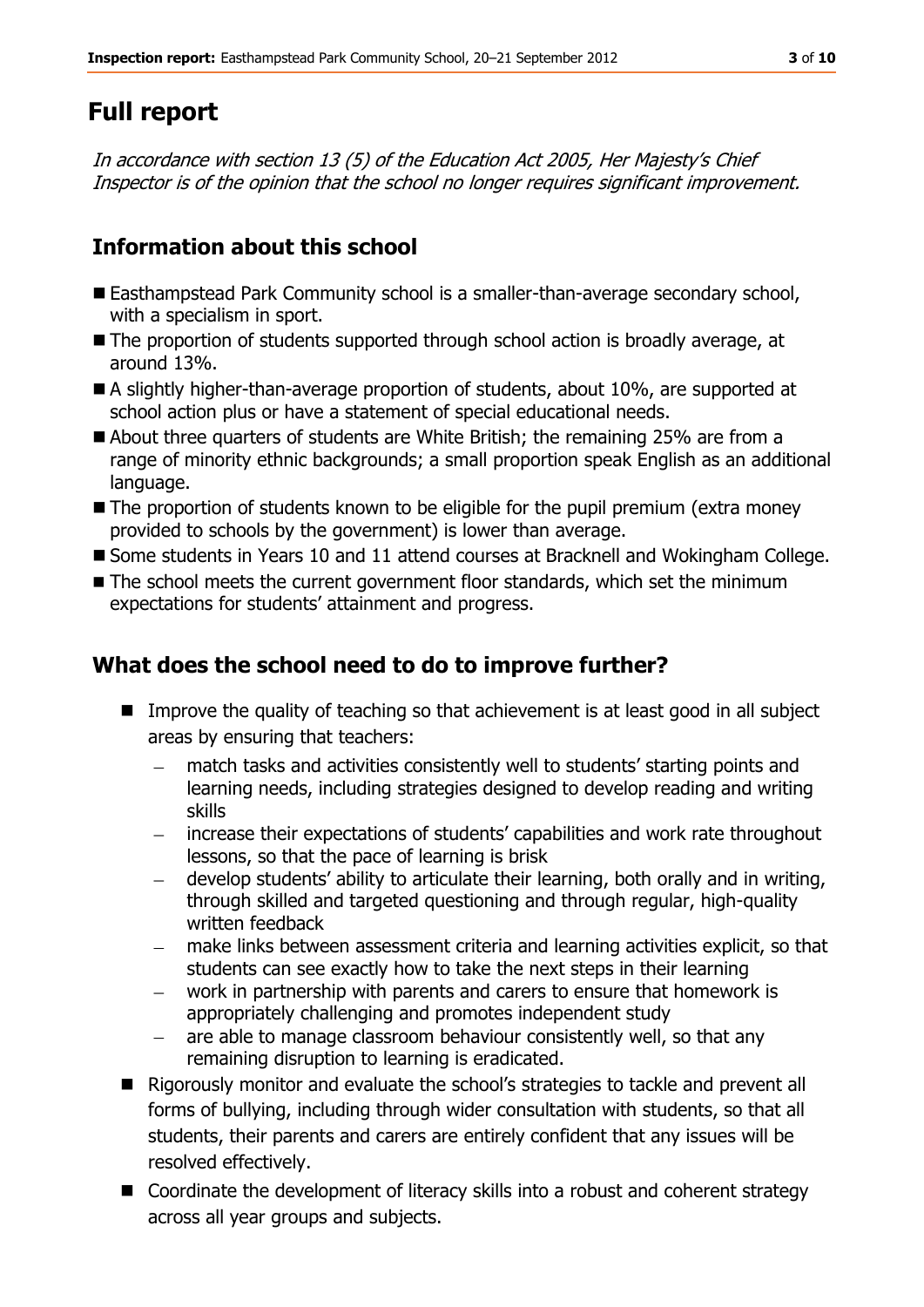# Full report

*In accordance with section 13 (5) of the Education Act 2005, Her Majesty's Chief Inspector is of the opinion that the school no longer requires significant improvement.*

## Information about this school

- Easthampstead Park Community school is a smaller-than-average secondary school, with a specialism in sport.
- The proportion of students supported through school action is broadly average, at around 13%.
- A slightly higher-than-average proportion of students, about 10%, are supported at school action plus or have a statement of special educational needs.
- About three quarters of students are White British; the remaining 25% are from a range of minority ethnic backgrounds; a small proportion speak English as an additional language.
- The proportion of students known to be eligible for the pupil premium (extra money provided to schools by the government) is lower than average.
- Some students in Years 10 and 11 attend courses at Bracknell and Wokingham College.
- The school meets the current government floor standards, which set the minimum expectations for students' attainment and progress.

## What does the school need to do to improve further?

- Improve the quality of teaching so that achievement is at least good in all subject areas by ensuring that teachers:
  - match tasks and activities consistently well to students' starting points and learning needs, including strategies designed to develop reading and writing skills
  - increase their expectations of students' capabilities and work rate throughout lessons, so that the pace of learning is brisk
  - develop students' ability to articulate their learning, both orally and in writing, through skilled and targeted questioning and through regular, high-quality written feedback
  - make links between assessment criteria and learning activities explicit, so that students can see exactly how to take the next steps in their learning
  - work in partnership with parents and carers to ensure that homework is appropriately challenging and promotes independent study
  - are able to manage classroom behaviour consistently well, so that any remaining disruption to learning is eradicated.
- Rigorously monitor and evaluate the school's strategies to tackle and prevent all forms of bullying, including through wider consultation with students, so that all students, their parents and carers are entirely confident that any issues will be resolved effectively.
- Coordinate the development of literacy skills into a robust and coherent strategy across all year groups and subjects.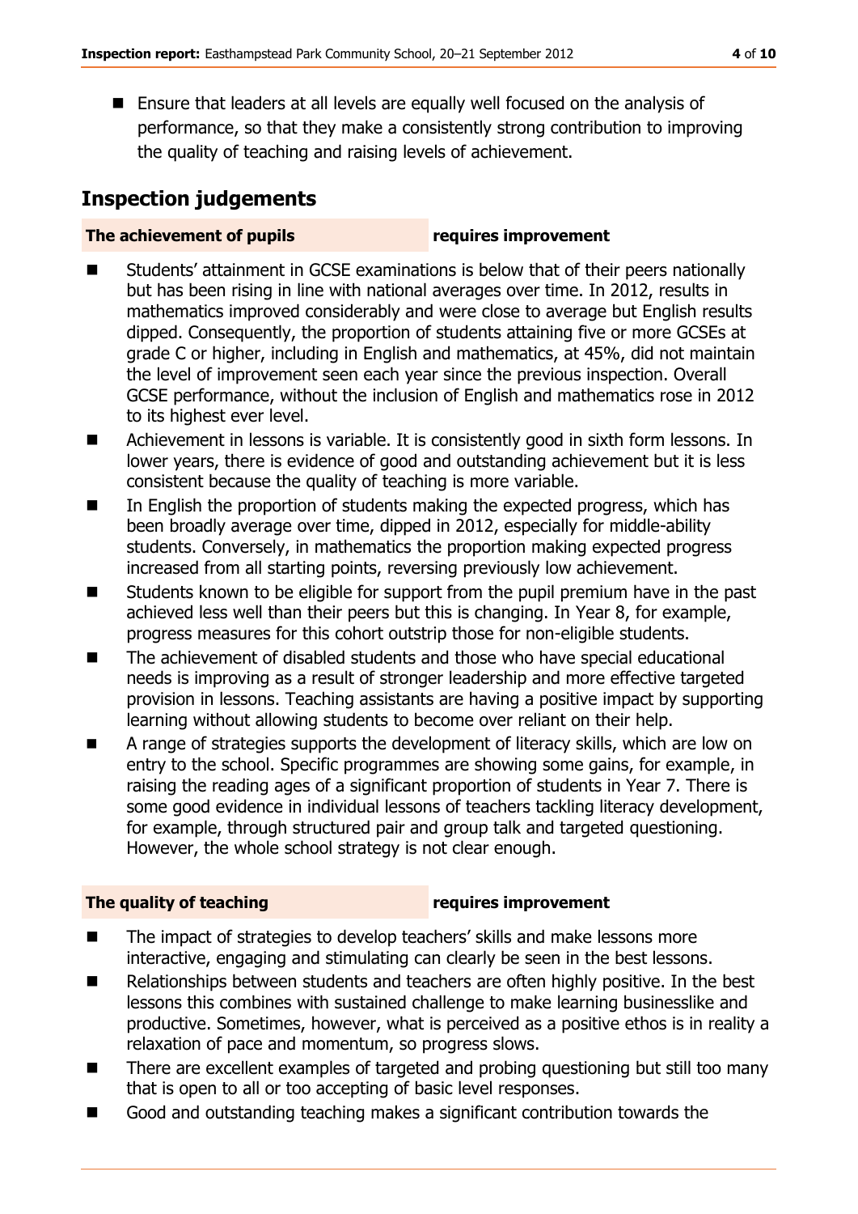- Ensure that leaders at all levels are equally well focused on the analysis of performance, so that they make a consistently strong contribution to improving the quality of teaching and raising levels of achievement.

## Inspection judgements

**The achievement of pupils** **requires improvement**

- Students' attainment in GCSE examinations is below that of their peers nationally but has been rising in line with national averages over time. In 2012, results in mathematics improved considerably and were close to average but English results dipped. Consequently, the proportion of students attaining five or more GCSEs at grade C or higher, including in English and mathematics, at 45%, did not maintain the level of improvement seen each year since the previous inspection. Overall GCSE performance, without the inclusion of English and mathematics rose in 2012 to its highest ever level.
- Achievement in lessons is variable. It is consistently good in sixth form lessons. In lower years, there is evidence of good and outstanding achievement but it is less consistent because the quality of teaching is more variable.
- In English the proportion of students making the expected progress, which has been broadly average over time, dipped in 2012, especially for middle-ability students. Conversely, in mathematics the proportion making expected progress increased from all starting points, reversing previously low achievement.
- Students known to be eligible for support from the pupil premium have in the past achieved less well than their peers but this is changing. In Year 8, for example, progress measures for this cohort outstrip those for non-eligible students.
- The achievement of disabled students and those who have special educational needs is improving as a result of stronger leadership and more effective targeted provision in lessons. Teaching assistants are having a positive impact by supporting learning without allowing students to become over reliant on their help.
- A range of strategies supports the development of literacy skills, which are low on entry to the school. Specific programmes are showing some gains, for example, in raising the reading ages of a significant proportion of students in Year 7. There is some good evidence in individual lessons of teachers tackling literacy development, for example, through structured pair and group talk and targeted questioning. However, the whole school strategy is not clear enough.

**The quality of teaching** **requires improvement**

- The impact of strategies to develop teachers' skills and make lessons more interactive, engaging and stimulating can clearly be seen in the best lessons.
- Relationships between students and teachers are often highly positive. In the best lessons this combines with sustained challenge to make learning businesslike and productive. Sometimes, however, what is perceived as a positive ethos is in reality a relaxation of pace and momentum, so progress slows.
- There are excellent examples of targeted and probing questioning but still too many that is open to all or too accepting of basic level responses.
- Good and outstanding teaching makes a significant contribution towards the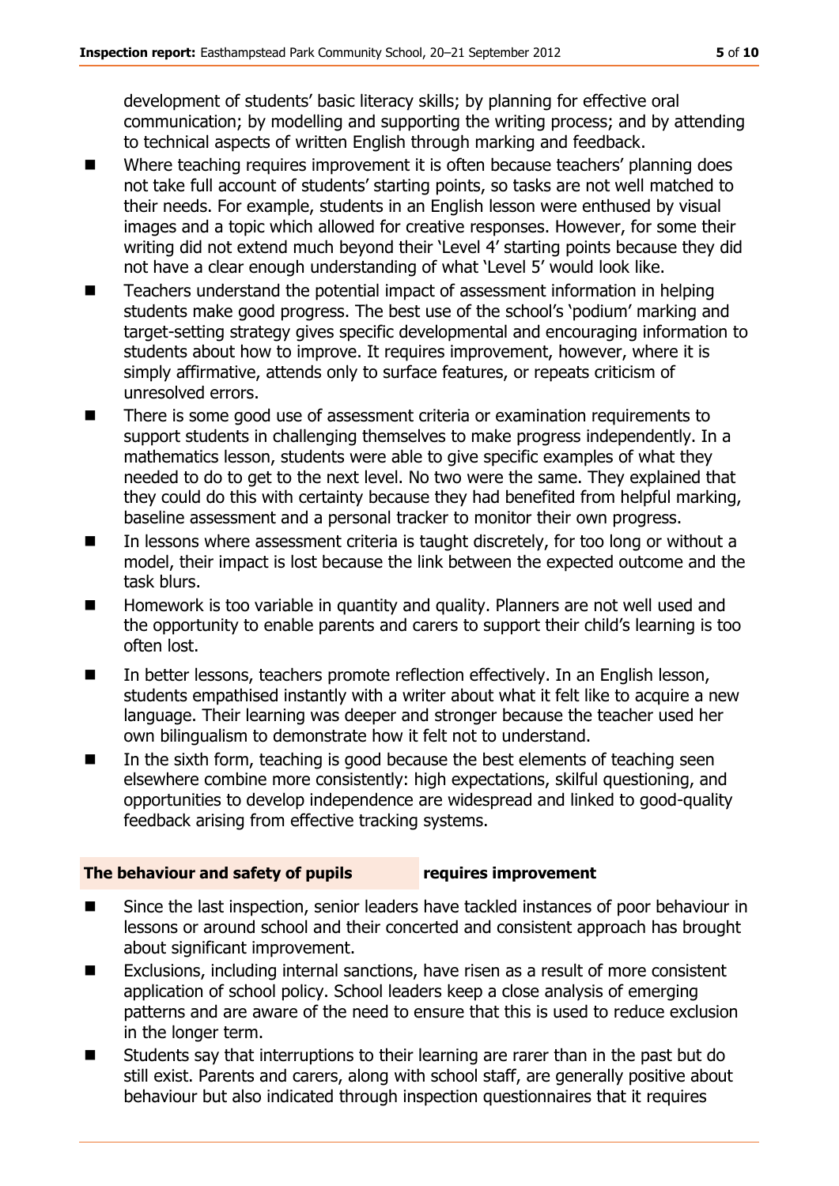development of students' basic literacy skills; by planning for effective oral communication; by modelling and supporting the writing process; and by attending to technical aspects of written English through marking and feedback.

- Where teaching requires improvement it is often because teachers' planning does not take full account of students' starting points, so tasks are not well matched to their needs. For example, students in an English lesson were enthused by visual images and a topic which allowed for creative responses. However, for some their writing did not extend much beyond their 'Level 4' starting points because they did not have a clear enough understanding of what 'Level 5' would look like.
- Teachers understand the potential impact of assessment information in helping students make good progress. The best use of the school's 'podium' marking and target-setting strategy gives specific developmental and encouraging information to students about how to improve. It requires improvement, however, where it is simply affirmative, attends only to surface features, or repeats criticism of unresolved errors.
- There is some good use of assessment criteria or examination requirements to support students in challenging themselves to make progress independently. In a mathematics lesson, students were able to give specific examples of what they needed to do to get to the next level. No two were the same. They explained that they could do this with certainty because they had benefited from helpful marking, baseline assessment and a personal tracker to monitor their own progress.
- In lessons where assessment criteria is taught discretely, for too long or without a model, their impact is lost because the link between the expected outcome and the task blurs.
- Homework is too variable in quantity and quality. Planners are not well used and the opportunity to enable parents and carers to support their child's learning is too often lost.
- In better lessons, teachers promote reflection effectively. In an English lesson, students empathised instantly with a writer about what it felt like to acquire a new language. Their learning was deeper and stronger because the teacher used her own bilingualism to demonstrate how it felt not to understand.
- In the sixth form, teaching is good because the best elements of teaching seen elsewhere combine more consistently: high expectations, skilful questioning, and opportunities to develop independence are widespread and linked to good-quality feedback arising from effective tracking systems.

**The behaviour and safety of pupils** **requires improvement**

- Since the last inspection, senior leaders have tackled instances of poor behaviour in lessons or around school and their concerted and consistent approach has brought about significant improvement.
- Exclusions, including internal sanctions, have risen as a result of more consistent application of school policy. School leaders keep a close analysis of emerging patterns and are aware of the need to ensure that this is used to reduce exclusion in the longer term.
- Students say that interruptions to their learning are rarer than in the past but do still exist. Parents and carers, along with school staff, are generally positive about behaviour but also indicated through inspection questionnaires that it requires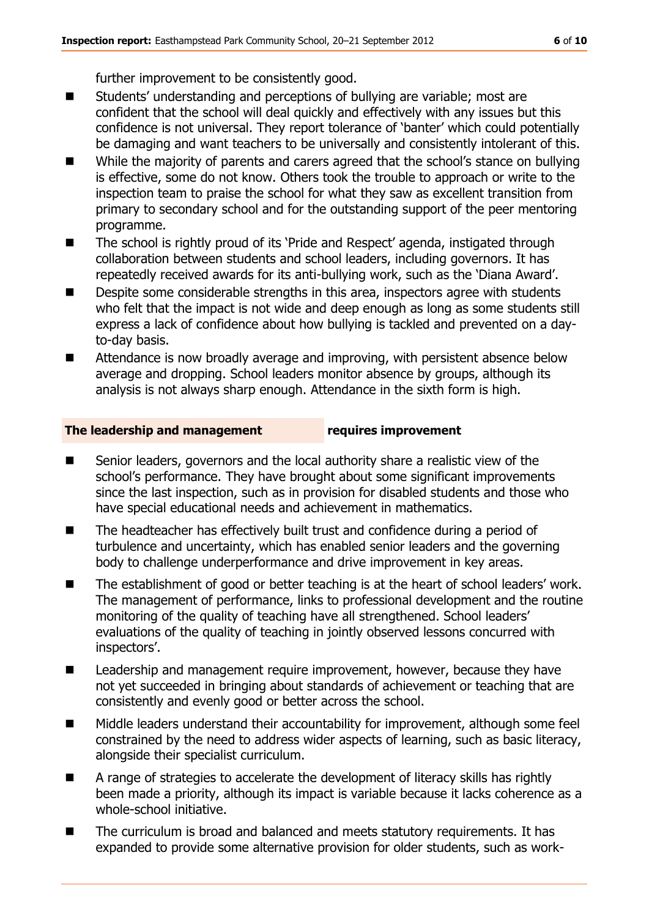further improvement to be consistently good.

- Students' understanding and perceptions of bullying are variable; most are confident that the school will deal quickly and effectively with any issues but this confidence is not universal. They report tolerance of 'banter' which could potentially be damaging and want teachers to be universally and consistently intolerant of this.
- While the majority of parents and carers agreed that the school's stance on bullying is effective, some do not know. Others took the trouble to approach or write to the inspection team to praise the school for what they saw as excellent transition from primary to secondary school and for the outstanding support of the peer mentoring programme.
- The school is rightly proud of its 'Pride and Respect' agenda, instigated through collaboration between students and school leaders, including governors. It has repeatedly received awards for its anti-bullying work, such as the 'Diana Award'.
- Despite some considerable strengths in this area, inspectors agree with students who felt that the impact is not wide and deep enough as long as some students still express a lack of confidence about how bullying is tackled and prevented on a day-to-day basis.
- Attendance is now broadly average and improving, with persistent absence below average and dropping. School leaders monitor absence by groups, although its analysis is not always sharp enough. Attendance in the sixth form is high.

**The leadership and management** **requires improvement**

- Senior leaders, governors and the local authority share a realistic view of the school's performance. They have brought about some significant improvements since the last inspection, such as in provision for disabled students and those who have special educational needs and achievement in mathematics.
- The headteacher has effectively built trust and confidence during a period of turbulence and uncertainty, which has enabled senior leaders and the governing body to challenge underperformance and drive improvement in key areas.
- The establishment of good or better teaching is at the heart of school leaders' work. The management of performance, links to professional development and the routine monitoring of the quality of teaching have all strengthened. School leaders' evaluations of the quality of teaching in jointly observed lessons concurred with inspectors'.
- Leadership and management require improvement, however, because they have not yet succeeded in bringing about standards of achievement or teaching that are consistently and evenly good or better across the school.
- Middle leaders understand their accountability for improvement, although some feel constrained by the need to address wider aspects of learning, such as basic literacy, alongside their specialist curriculum.
- A range of strategies to accelerate the development of literacy skills has rightly been made a priority, although its impact is variable because it lacks coherence as a whole-school initiative.
- The curriculum is broad and balanced and meets statutory requirements. It has expanded to provide some alternative provision for older students, such as work-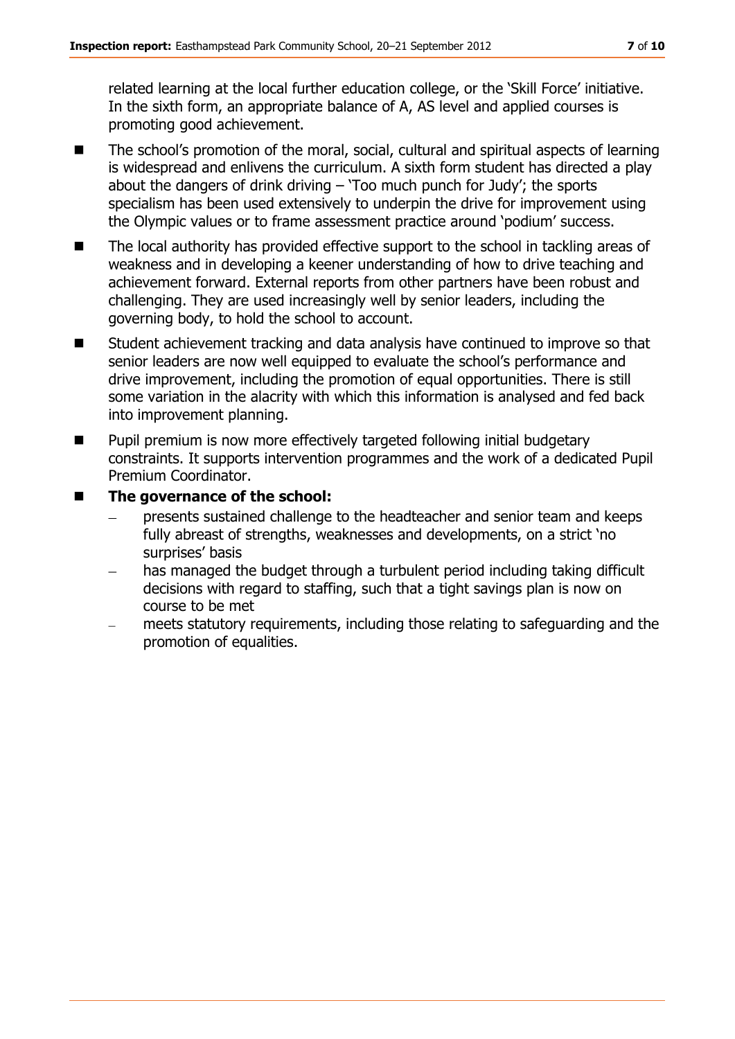related learning at the local further education college, or the 'Skill Force' initiative. In the sixth form, an appropriate balance of A, AS level and applied courses is promoting good achievement.

- The school's promotion of the moral, social, cultural and spiritual aspects of learning is widespread and enlivens the curriculum. A sixth form student has directed a play about the dangers of drink driving – 'Too much punch for Judy'; the sports specialism has been used extensively to underpin the drive for improvement using the Olympic values or to frame assessment practice around 'podium' success.
- The local authority has provided effective support to the school in tackling areas of weakness and in developing a keener understanding of how to drive teaching and achievement forward. External reports from other partners have been robust and challenging. They are used increasingly well by senior leaders, including the governing body, to hold the school to account.
- Student achievement tracking and data analysis have continued to improve so that senior leaders are now well equipped to evaluate the school's performance and drive improvement, including the promotion of equal opportunities. There is still some variation in the alacrity with which this information is analysed and fed back into improvement planning.
- Pupil premium is now more effectively targeted following initial budgetary constraints. It supports intervention programmes and the work of a dedicated Pupil Premium Coordinator.
- **The governance of the school:**
  - presents sustained challenge to the headteacher and senior team and keeps fully abreast of strengths, weaknesses and developments, on a strict 'no surprises' basis
  - has managed the budget through a turbulent period including taking difficult decisions with regard to staffing, such that a tight savings plan is now on course to be met
  - meets statutory requirements, including those relating to safeguarding and the promotion of equalities.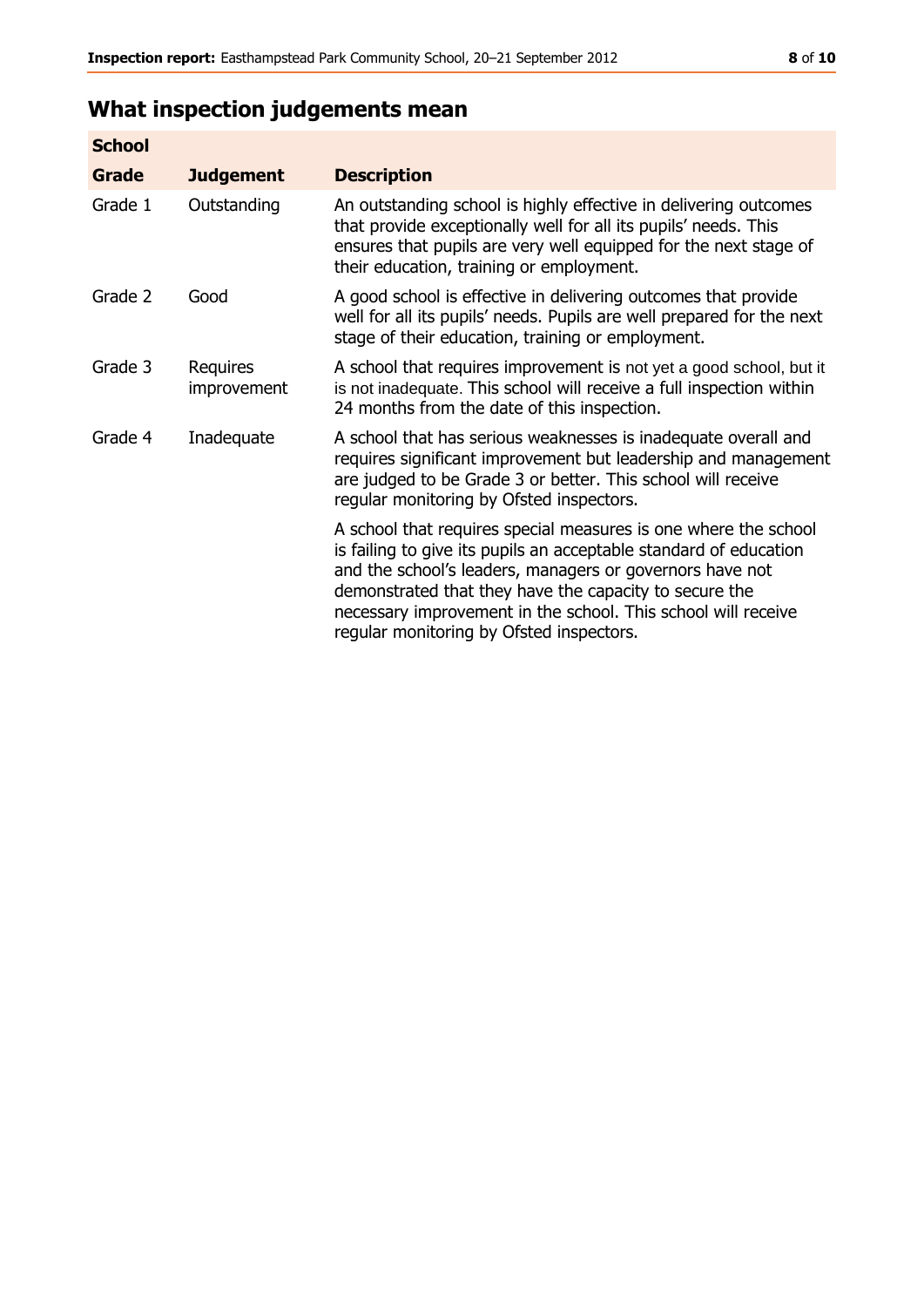## What inspection judgements mean

| School | | |
|---|---|---|
| **Grade** | **Judgement** | **Description** |
| Grade 1 | Outstanding | An outstanding school is highly effective in delivering outcomes that provide exceptionally well for all its pupils' needs. This ensures that pupils are very well equipped for the next stage of their education, training or employment. |
| Grade 2 | Good | A good school is effective in delivering outcomes that provide well for all its pupils' needs. Pupils are well prepared for the next stage of their education, training or employment. |
| Grade 3 | Requires improvement | A school that requires improvement is not yet a good school, but it is not inadequate. This school will receive a full inspection within 24 months from the date of this inspection. |
| Grade 4 | Inadequate | A school that has serious weaknesses is inadequate overall and requires significant improvement but leadership and management are judged to be Grade 3 or better. This school will receive regular monitoring by Ofsted inspectors. |
| | | A school that requires special measures is one where the school is failing to give its pupils an acceptable standard of education and the school's leaders, managers or governors have not demonstrated that they have the capacity to secure the necessary improvement in the school. This school will receive regular monitoring by Ofsted inspectors. |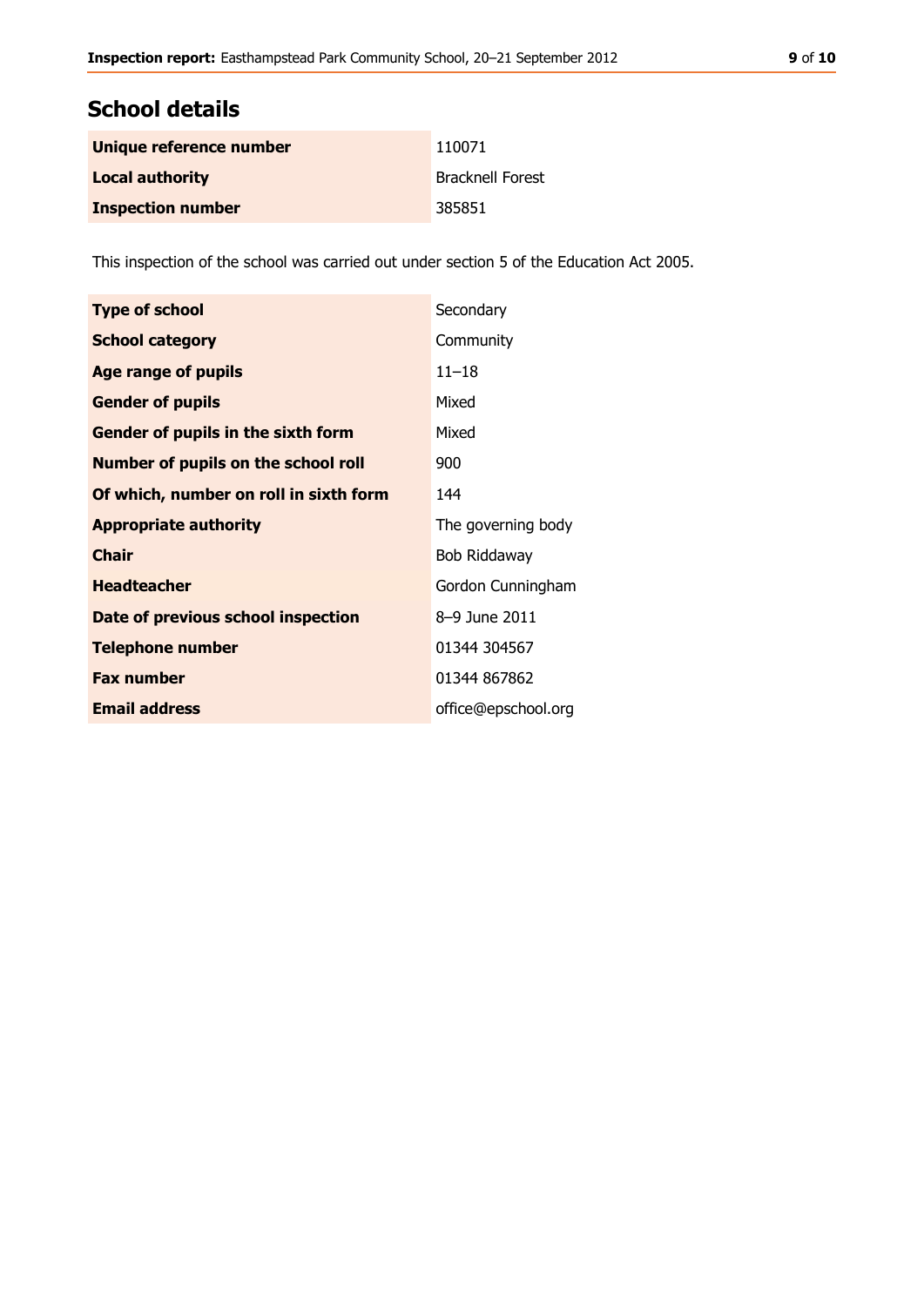## School details

| | |
|---|---|
| **Unique reference number** | 110071 |
| **Local authority** | Bracknell Forest |
| **Inspection number** | 385851 |

This inspection of the school was carried out under section 5 of the Education Act 2005.

| | |
|---|---|
| **Type of school** | Secondary |
| **School category** | Community |
| **Age range of pupils** | 11–18 |
| **Gender of pupils** | Mixed |
| **Gender of pupils in the sixth form** | Mixed |
| **Number of pupils on the school roll** | 900 |
| **Of which, number on roll in sixth form** | 144 |
| **Appropriate authority** | The governing body |
| **Chair** | Bob Riddaway |
| **Headteacher** | Gordon Cunningham |
| **Date of previous school inspection** | 8–9 June 2011 |
| **Telephone number** | 01344 304567 |
| **Fax number** | 01344 867862 |
| **Email address** | office@epschool.org |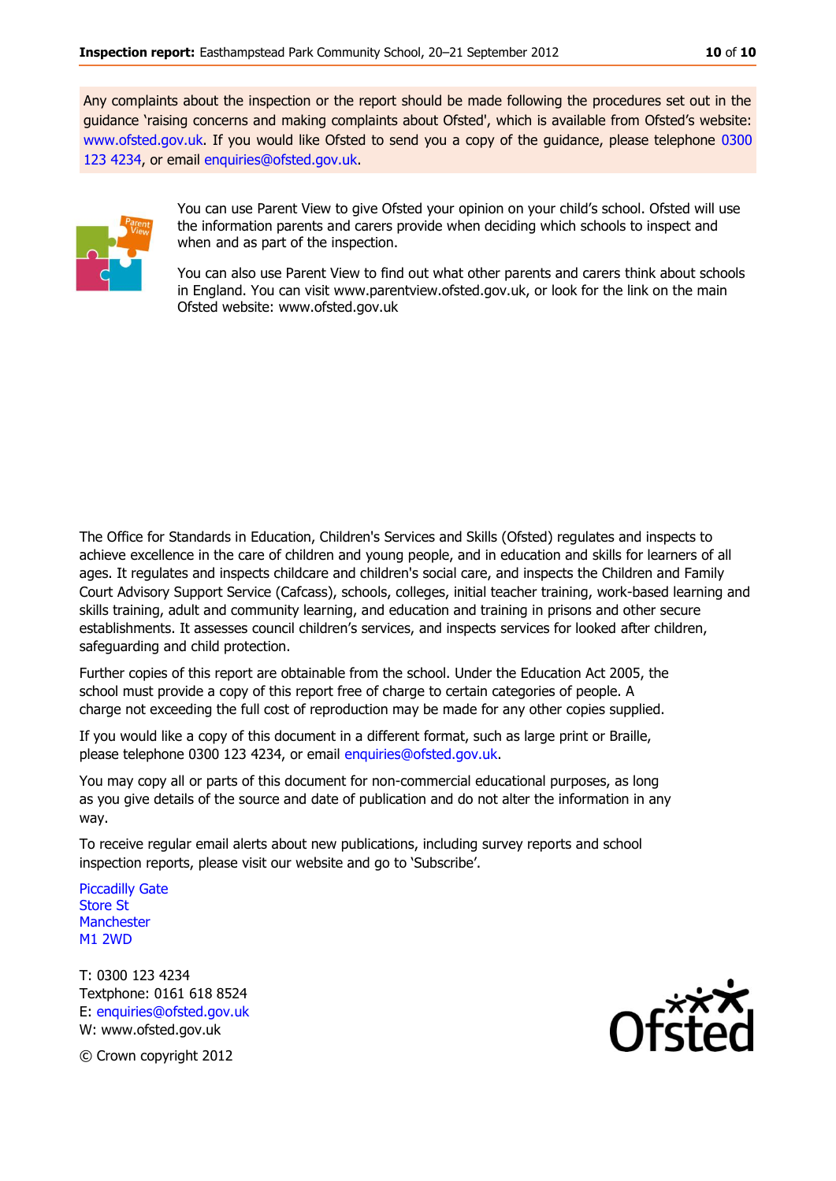Any complaints about the inspection or the report should be made following the procedures set out in the guidance 'raising concerns and making complaints about Ofsted', which is available from Ofsted's website: www.ofsted.gov.uk. If you would like Ofsted to send you a copy of the guidance, please telephone 0300 123 4234, or email enquiries@ofsted.gov.uk.

You can use Parent View to give Ofsted your opinion on your child's school. Ofsted will use the information parents and carers provide when deciding which schools to inspect and when and as part of the inspection.

You can also use Parent View to find out what other parents and carers think about schools in England. You can visit www.parentview.ofsted.gov.uk, or look for the link on the main Ofsted website: www.ofsted.gov.uk

The Office for Standards in Education, Children's Services and Skills (Ofsted) regulates and inspects to achieve excellence in the care of children and young people, and in education and skills for learners of all ages. It regulates and inspects childcare and children's social care, and inspects the Children and Family Court Advisory Support Service (Cafcass), schools, colleges, initial teacher training, work-based learning and skills training, adult and community learning, and education and training in prisons and other secure establishments. It assesses council children's services, and inspects services for looked after children, safeguarding and child protection.

Further copies of this report are obtainable from the school. Under the Education Act 2005, the school must provide a copy of this report free of charge to certain categories of people. A charge not exceeding the full cost of reproduction may be made for any other copies supplied.

If you would like a copy of this document in a different format, such as large print or Braille, please telephone 0300 123 4234, or email enquiries@ofsted.gov.uk.

You may copy all or parts of this document for non-commercial educational purposes, as long as you give details of the source and date of publication and do not alter the information in any way.

To receive regular email alerts about new publications, including survey reports and school inspection reports, please visit our website and go to 'Subscribe'.

Piccadilly Gate
Store St
Manchester
M1 2WD

T: 0300 123 4234
Textphone: 0161 618 8524
E: enquiries@ofsted.gov.uk
W: www.ofsted.gov.uk

© Crown copyright 2012